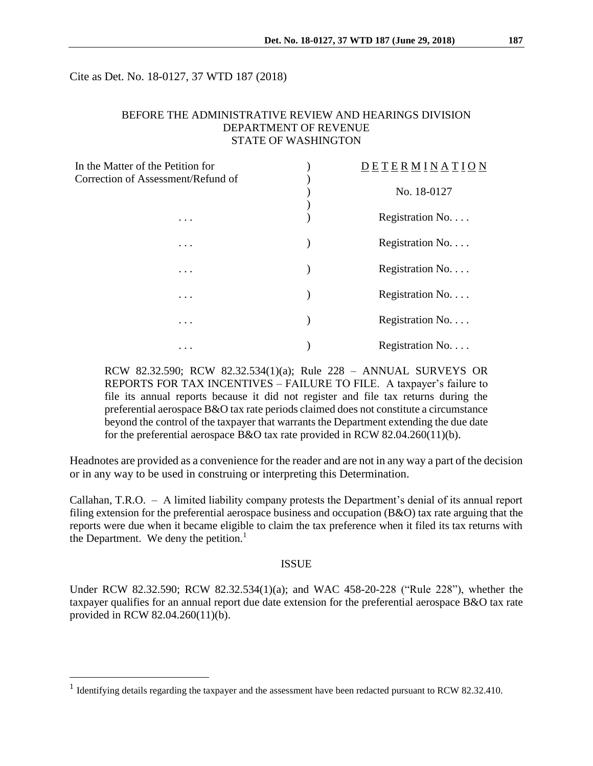Cite as Det. No. 18-0127, 37 WTD 187 (2018)

BEFORE THE ADMINISTRATIVE REVIEW AND HEARINGS DIVISION
DEPARTMENT OF REVENUE
STATE OF WASHINGTON

| In the Matter of the Petition for Correction of Assessment/Refund of | ) | D E T E R M I N A T I O N |
|---|---|---|
| | ) | No. 18-0127 |
| . . . | ) | Registration No. . . . |
| . . . | ) | Registration No. . . . |
| . . . | ) | Registration No. . . . |
| . . . | ) | Registration No. . . . |
| . . . | ) | Registration No. . . . |
| . . . | ) | Registration No. . . . |

RCW 82.32.590; RCW 82.32.534(1)(a); Rule 228 – ANNUAL SURVEYS OR REPORTS FOR TAX INCENTIVES – FAILURE TO FILE. A taxpayer's failure to file its annual reports because it did not register and file tax returns during the preferential aerospace B&O tax rate periods claimed does not constitute a circumstance beyond the control of the taxpayer that warrants the Department extending the due date for the preferential aerospace B&O tax rate provided in RCW 82.04.260(11)(b).

Headnotes are provided as a convenience for the reader and are not in any way a part of the decision or in any way to be used in construing or interpreting this Determination.

Callahan, T.R.O. – A limited liability company protests the Department's denial of its annual report filing extension for the preferential aerospace business and occupation (B&O) tax rate arguing that the reports were due when it became eligible to claim the tax preference when it filed its tax returns with the Department. We deny the petition.[1]

## ISSUE

Under RCW 82.32.590; RCW 82.32.534(1)(a); and WAC 458-20-228 ("Rule 228"), whether the taxpayer qualifies for an annual report due date extension for the preferential aerospace B&O tax rate provided in RCW 82.04.260(11)(b).

[1] Identifying details regarding the taxpayer and the assessment have been redacted pursuant to RCW 82.32.410.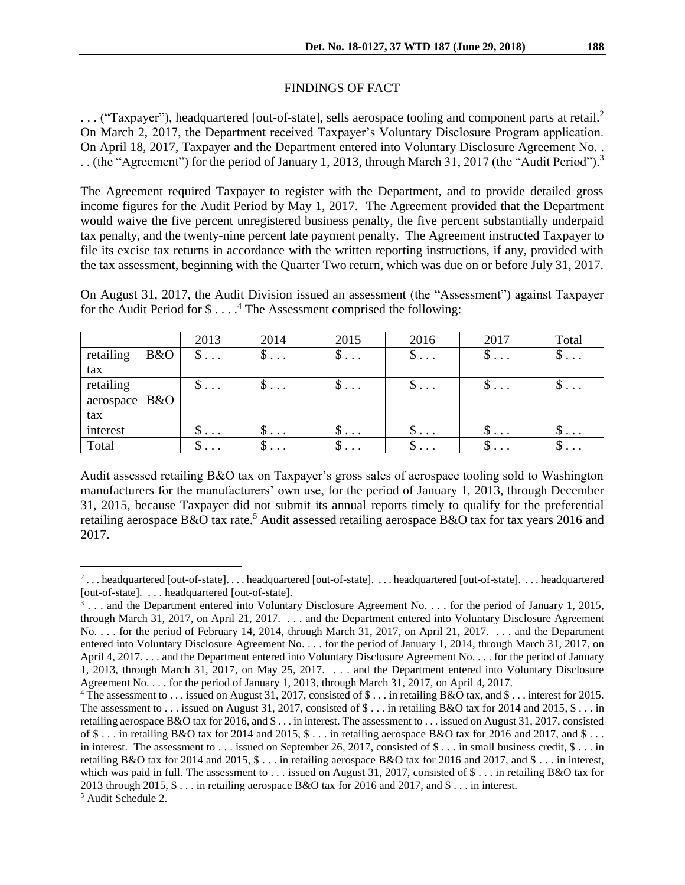## FINDINGS OF FACT

. . . ("Taxpayer"), headquartered [out-of-state], sells aerospace tooling and component parts at retail.[2] On March 2, 2017, the Department received Taxpayer's Voluntary Disclosure Program application. On April 18, 2017, Taxpayer and the Department entered into Voluntary Disclosure Agreement No. . . . (the "Agreement") for the period of January 1, 2013, through March 31, 2017 (the "Audit Period").[3]

The Agreement required Taxpayer to register with the Department, and to provide detailed gross income figures for the Audit Period by May 1, 2017. The Agreement provided that the Department would waive the five percent unregistered business penalty, the five percent substantially underpaid tax penalty, and the twenty-nine percent late payment penalty. The Agreement instructed Taxpayer to file its excise tax returns in accordance with the written reporting instructions, if any, provided with the tax assessment, beginning with the Quarter Two return, which was due on or before July 31, 2017.

On August 31, 2017, the Audit Division issued an assessment (the "Assessment") against Taxpayer for the Audit Period for $ . . . .[4] The Assessment comprised the following:

| | 2013 | 2014 | 2015 | 2016 | 2017 | Total |
|---|---|---|---|---|---|---|
| retailing B&O tax | $ . . . | $ . . . | $ . . . | $ . . . | $ . . . | $ . . . |
| retailing aerospace B&O tax | $ . . . | $ . . . | $ . . . | $ . . . | $ . . . | $ . . . |
| interest | $ . . . | $ . . . | $ . . . | $ . . . | $ . . . | $ . . . |
| Total | $ . . . | $ . . . | $ . . . | $ . . . | $ . . . | $ . . . |

Audit assessed retailing B&O tax on Taxpayer's gross sales of aerospace tooling sold to Washington manufacturers for the manufacturers' own use, for the period of January 1, 2013, through December 31, 2015, because Taxpayer did not submit its annual reports timely to qualify for the preferential retailing aerospace B&O tax rate.[5] Audit assessed retailing aerospace B&O tax for tax years 2016 and 2017.

---

[2] . . . headquartered [out-of-state]. . . . headquartered [out-of-state]. . . . headquartered [out-of-state]. . . . headquartered [out-of-state]. . . . headquartered [out-of-state].

[3] . . . and the Department entered into Voluntary Disclosure Agreement No. . . . for the period of January 1, 2015, through March 31, 2017, on April 21, 2017. . . . and the Department entered into Voluntary Disclosure Agreement No. . . . for the period of February 14, 2014, through March 31, 2017, on April 21, 2017. . . . and the Department entered into Voluntary Disclosure Agreement No. . . . for the period of January 1, 2014, through March 31, 2017, on April 4, 2017. . . . and the Department entered into Voluntary Disclosure Agreement No. . . . for the period of January 1, 2013, through March 31, 2017, on May 25, 2017. . . . and the Department entered into Voluntary Disclosure Agreement No. . . . for the period of January 1, 2013, through March 31, 2017, on April 4, 2017.

[4] The assessment to . . . issued on August 31, 2017, consisted of $ . . . in retailing B&O tax, and $ . . . interest for 2015. The assessment to . . . issued on August 31, 2017, consisted of $ . . . in retailing B&O tax for 2014 and 2015, $ . . . in retailing aerospace B&O tax for 2016, and $ . . . in interest. The assessment to . . . issued on August 31, 2017, consisted of $ . . . in retailing B&O tax for 2014 and 2015, $ . . . in retailing aerospace B&O tax for 2016 and 2017, and $ . . . in interest. The assessment to . . . issued on September 26, 2017, consisted of $ . . . in small business credit, $ . . . in retailing B&O tax for 2014 and 2015, $ . . . in retailing aerospace B&O tax for 2016 and 2017, and $ . . . in interest, which was paid in full. The assessment to . . . issued on August 31, 2017, consisted of $ . . . in retailing B&O tax for 2013 through 2015, $ . . . in retailing aerospace B&O tax for 2016 and 2017, and $ . . . in interest.

[5] Audit Schedule 2.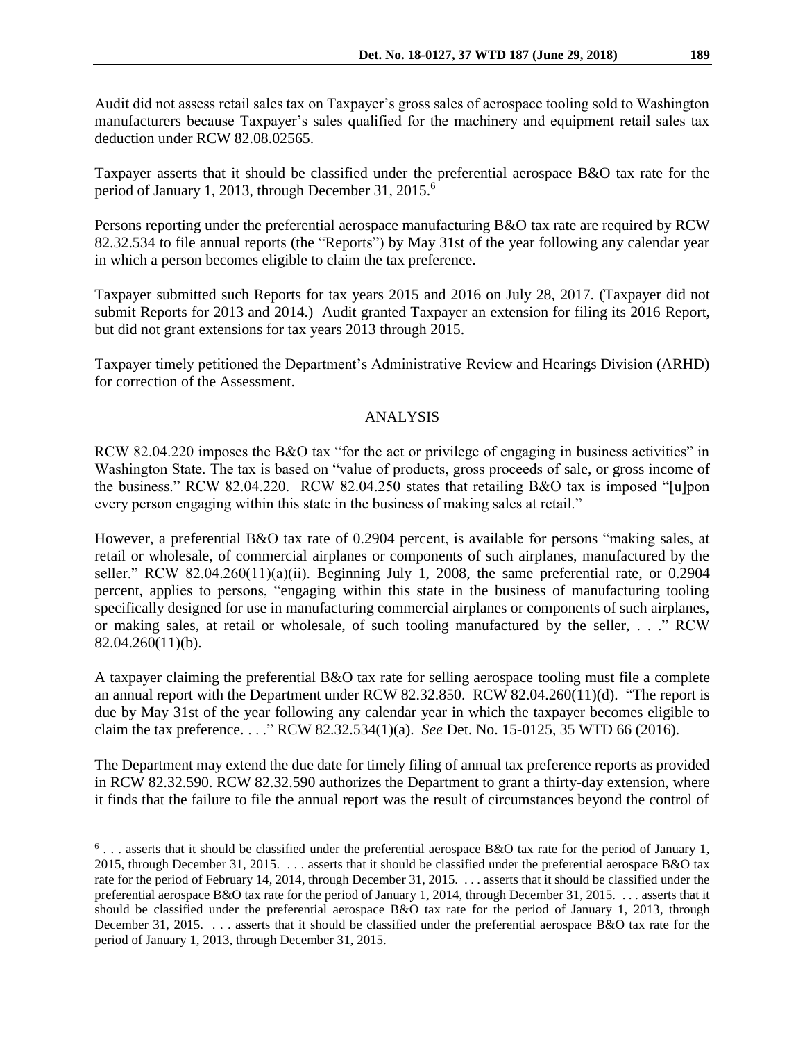Audit did not assess retail sales tax on Taxpayer's gross sales of aerospace tooling sold to Washington manufacturers because Taxpayer's sales qualified for the machinery and equipment retail sales tax deduction under RCW 82.08.02565.

Taxpayer asserts that it should be classified under the preferential aerospace B&O tax rate for the period of January 1, 2013, through December 31, 2015.[6]

Persons reporting under the preferential aerospace manufacturing B&O tax rate are required by RCW 82.32.534 to file annual reports (the "Reports") by May 31st of the year following any calendar year in which a person becomes eligible to claim the tax preference.

Taxpayer submitted such Reports for tax years 2015 and 2016 on July 28, 2017. (Taxpayer did not submit Reports for 2013 and 2014.) Audit granted Taxpayer an extension for filing its 2016 Report, but did not grant extensions for tax years 2013 through 2015.

Taxpayer timely petitioned the Department's Administrative Review and Hearings Division (ARHD) for correction of the Assessment.

## ANALYSIS

RCW 82.04.220 imposes the B&O tax "for the act or privilege of engaging in business activities" in Washington State. The tax is based on "value of products, gross proceeds of sale, or gross income of the business." RCW 82.04.220. RCW 82.04.250 states that retailing B&O tax is imposed "[u]pon every person engaging within this state in the business of making sales at retail."

However, a preferential B&O tax rate of 0.2904 percent, is available for persons "making sales, at retail or wholesale, of commercial airplanes or components of such airplanes, manufactured by the seller." RCW 82.04.260(11)(a)(ii). Beginning July 1, 2008, the same preferential rate, or 0.2904 percent, applies to persons, "engaging within this state in the business of manufacturing tooling specifically designed for use in manufacturing commercial airplanes or components of such airplanes, or making sales, at retail or wholesale, of such tooling manufactured by the seller, . . ." RCW 82.04.260(11)(b).

A taxpayer claiming the preferential B&O tax rate for selling aerospace tooling must file a complete an annual report with the Department under RCW 82.32.850. RCW 82.04.260(11)(d). "The report is due by May 31st of the year following any calendar year in which the taxpayer becomes eligible to claim the tax preference. . . ." RCW 82.32.534(1)(a). *See* Det. No. 15-0125, 35 WTD 66 (2016).

The Department may extend the due date for timely filing of annual tax preference reports as provided in RCW 82.32.590. RCW 82.32.590 authorizes the Department to grant a thirty-day extension, where it finds that the failure to file the annual report was the result of circumstances beyond the control of

---

[6] . . . asserts that it should be classified under the preferential aerospace B&O tax rate for the period of January 1, 2015, through December 31, 2015. . . . asserts that it should be classified under the preferential aerospace B&O tax rate for the period of February 14, 2014, through December 31, 2015. . . . asserts that it should be classified under the preferential aerospace B&O tax rate for the period of January 1, 2014, through December 31, 2015. . . . asserts that it should be classified under the preferential aerospace B&O tax rate for the period of January 1, 2013, through December 31, 2015. . . . asserts that it should be classified under the preferential aerospace B&O tax rate for the period of January 1, 2013, through December 31, 2015.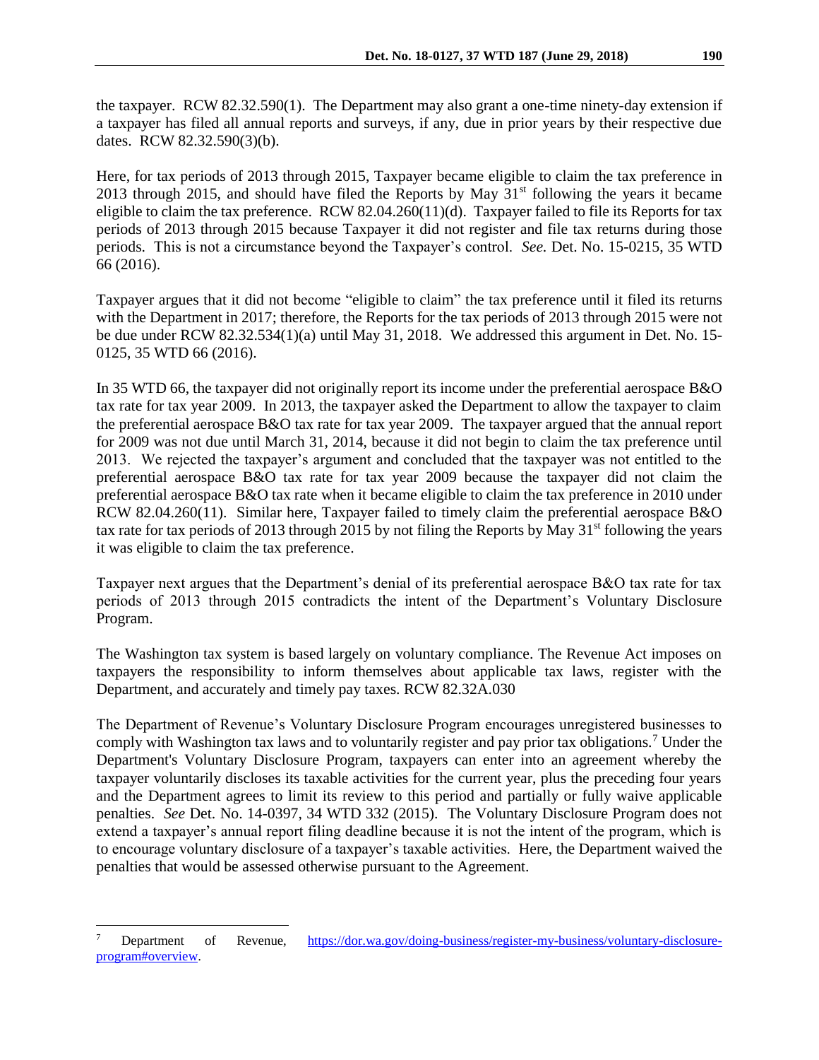the taxpayer. RCW 82.32.590(1). The Department may also grant a one-time ninety-day extension if a taxpayer has filed all annual reports and surveys, if any, due in prior years by their respective due dates. RCW 82.32.590(3)(b).

Here, for tax periods of 2013 through 2015, Taxpayer became eligible to claim the tax preference in 2013 through 2015, and should have filed the Reports by May 31st following the years it became eligible to claim the tax preference. RCW 82.04.260(11)(d). Taxpayer failed to file its Reports for tax periods of 2013 through 2015 because Taxpayer it did not register and file tax returns during those periods. This is not a circumstance beyond the Taxpayer's control. *See.* Det. No. 15-0215, 35 WTD 66 (2016).

Taxpayer argues that it did not become "eligible to claim" the tax preference until it filed its returns with the Department in 2017; therefore, the Reports for the tax periods of 2013 through 2015 were not be due under RCW 82.32.534(1)(a) until May 31, 2018. We addressed this argument in Det. No. 15-0125, 35 WTD 66 (2016).

In 35 WTD 66, the taxpayer did not originally report its income under the preferential aerospace B&O tax rate for tax year 2009. In 2013, the taxpayer asked the Department to allow the taxpayer to claim the preferential aerospace B&O tax rate for tax year 2009. The taxpayer argued that the annual report for 2009 was not due until March 31, 2014, because it did not begin to claim the tax preference until 2013. We rejected the taxpayer's argument and concluded that the taxpayer was not entitled to the preferential aerospace B&O tax rate for tax year 2009 because the taxpayer did not claim the preferential aerospace B&O tax rate when it became eligible to claim the tax preference in 2010 under RCW 82.04.260(11). Similar here, Taxpayer failed to timely claim the preferential aerospace B&O tax rate for tax periods of 2013 through 2015 by not filing the Reports by May 31st following the years it was eligible to claim the tax preference.

Taxpayer next argues that the Department's denial of its preferential aerospace B&O tax rate for tax periods of 2013 through 2015 contradicts the intent of the Department's Voluntary Disclosure Program.

The Washington tax system is based largely on voluntary compliance. The Revenue Act imposes on taxpayers the responsibility to inform themselves about applicable tax laws, register with the Department, and accurately and timely pay taxes. RCW 82.32A.030

The Department of Revenue's Voluntary Disclosure Program encourages unregistered businesses to comply with Washington tax laws and to voluntarily register and pay prior tax obligations.[7] Under the Department's Voluntary Disclosure Program, taxpayers can enter into an agreement whereby the taxpayer voluntarily discloses its taxable activities for the current year, plus the preceding four years and the Department agrees to limit its review to this period and partially or fully waive applicable penalties. *See* Det. No. 14-0397, 34 WTD 332 (2015). The Voluntary Disclosure Program does not extend a taxpayer's annual report filing deadline because it is not the intent of the program, which is to encourage voluntary disclosure of a taxpayer's taxable activities. Here, the Department waived the penalties that would be assessed otherwise pursuant to the Agreement.

---

[7] Department of Revenue, https://dor.wa.gov/doing-business/register-my-business/voluntary-disclosure-program#overview.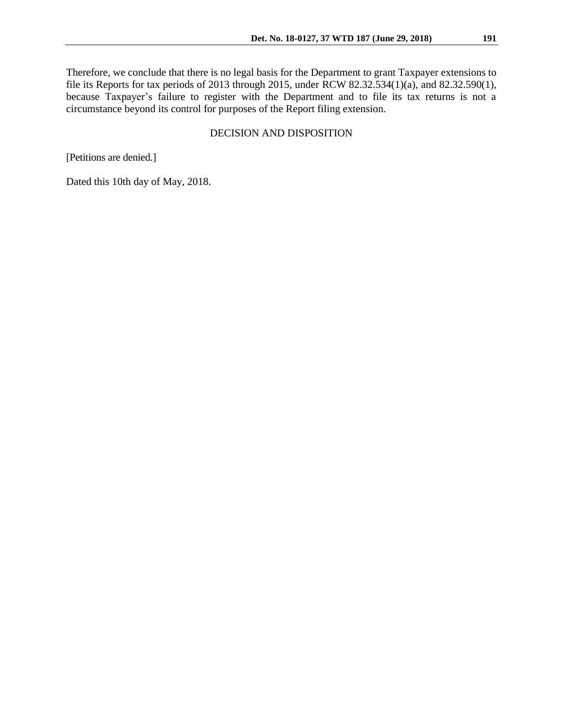Therefore, we conclude that there is no legal basis for the Department to grant Taxpayer extensions to file its Reports for tax periods of 2013 through 2015, under RCW 82.32.534(1)(a), and 82.32.590(1), because Taxpayer's failure to register with the Department and to file its tax returns is not a circumstance beyond its control for purposes of the Report filing extension.

## DECISION AND DISPOSITION

[Petitions are denied.]

Dated this 10th day of May, 2018.